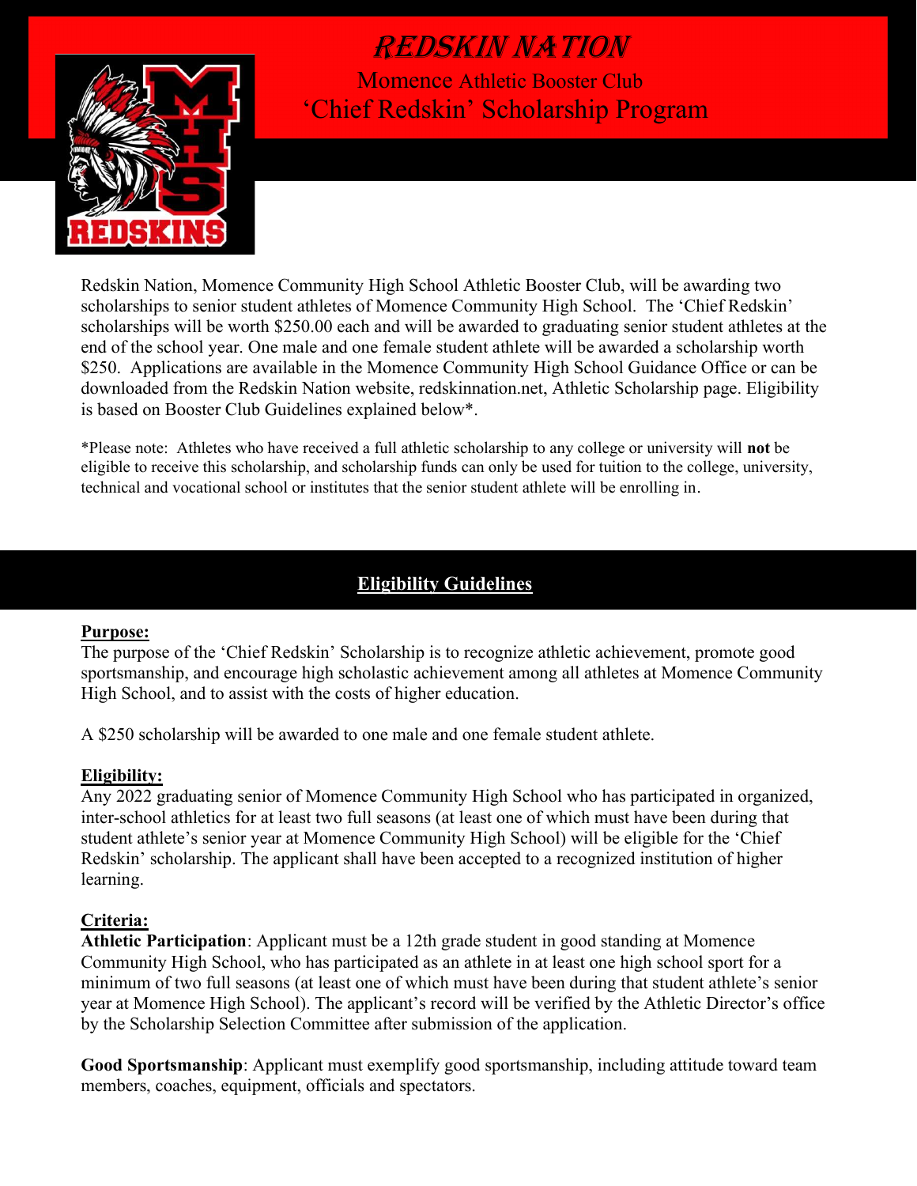# REDSKIN NATION

## Momence Athletic Booster Club
## 'Chief Redskin' Scholarship Program

Redskin Nation, Momence Community High School Athletic Booster Club, will be awarding two scholarships to senior student athletes of Momence Community High School. The 'Chief Redskin' scholarships will be worth $250.00 each and will be awarded to graduating senior student athletes at the end of the school year. One male and one female student athlete will be awarded a scholarship worth $250. Applications are available in the Momence Community High School Guidance Office or can be downloaded from the Redskin Nation website, redskinnation.net, Athletic Scholarship page. Eligibility is based on Booster Club Guidelines explained below*.

*Please note: Athletes who have received a full athletic scholarship to any college or university will **not** be eligible to receive this scholarship, and scholarship funds can only be used for tuition to the college, university, technical and vocational school or institutes that the senior student athlete will be enrolling in.

## Eligibility Guidelines

**Purpose:**

The purpose of the 'Chief Redskin' Scholarship is to recognize athletic achievement, promote good sportsmanship, and encourage high scholastic achievement among all athletes at Momence Community High School, and to assist with the costs of higher education.

A $250 scholarship will be awarded to one male and one female student athlete.

**Eligibility:**

Any 2022 graduating senior of Momence Community High School who has participated in organized, inter-school athletics for at least two full seasons (at least one of which must have been during that student athlete's senior year at Momence Community High School) will be eligible for the 'Chief Redskin' scholarship. The applicant shall have been accepted to a recognized institution of higher learning.

**Criteria:**

**Athletic Participation**: Applicant must be a 12th grade student in good standing at Momence Community High School, who has participated as an athlete in at least one high school sport for a minimum of two full seasons (at least one of which must have been during that student athlete's senior year at Momence High School). The applicant's record will be verified by the Athletic Director's office by the Scholarship Selection Committee after submission of the application.

**Good Sportsmanship**: Applicant must exemplify good sportsmanship, including attitude toward team members, coaches, equipment, officials and spectators.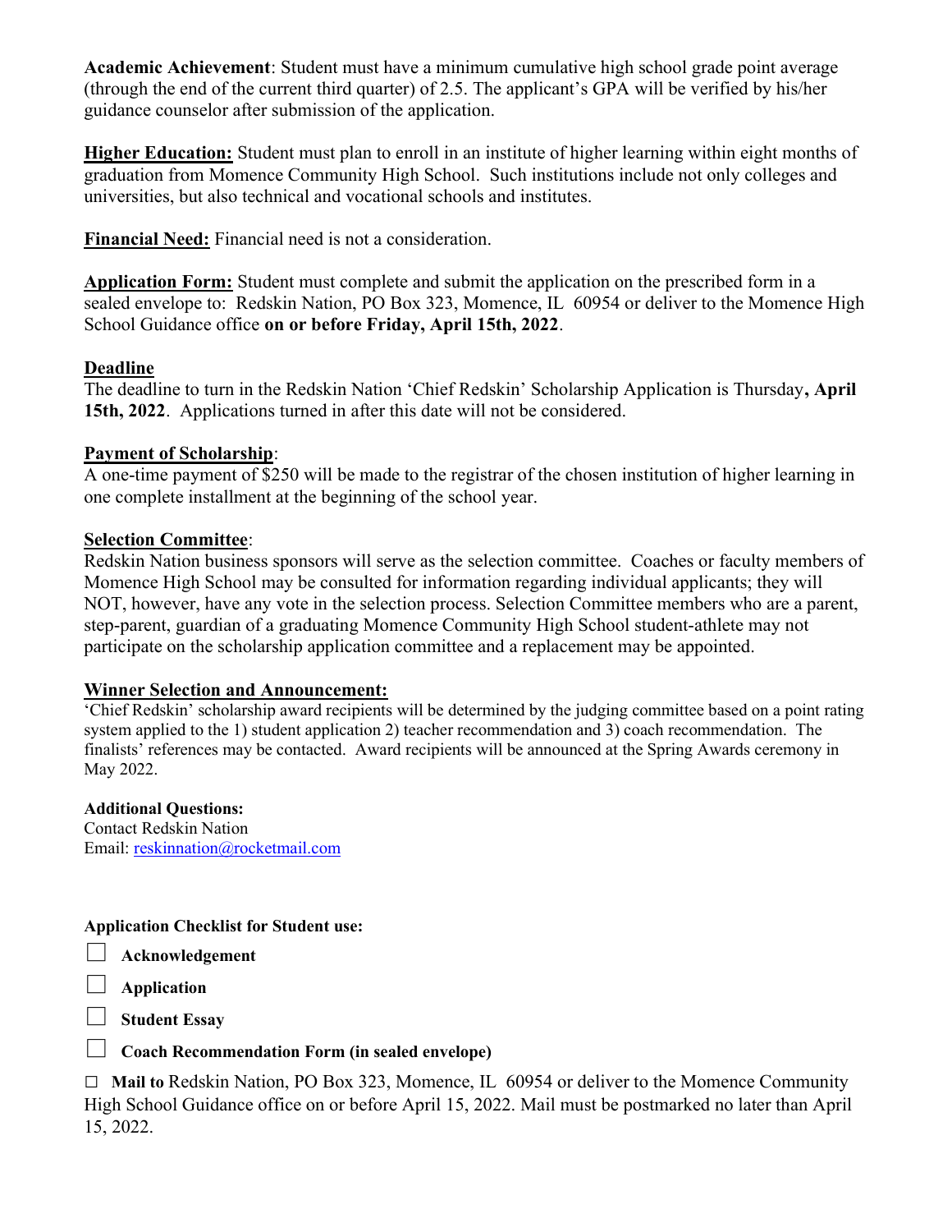**Academic Achievement**: Student must have a minimum cumulative high school grade point average (through the end of the current third quarter) of 2.5. The applicant's GPA will be verified by his/her guidance counselor after submission of the application.

**Higher Education:** Student must plan to enroll in an institute of higher learning within eight months of graduation from Momence Community High School. Such institutions include not only colleges and universities, but also technical and vocational schools and institutes.

**Financial Need:** Financial need is not a consideration.

**Application Form:** Student must complete and submit the application on the prescribed form in a sealed envelope to: Redskin Nation, PO Box 323, Momence, IL 60954 or deliver to the Momence High School Guidance office **on or before Friday, April 15th, 2022**.

**Deadline**

The deadline to turn in the Redskin Nation 'Chief Redskin' Scholarship Application is Thursday**, April 15th, 2022**. Applications turned in after this date will not be considered.

**Payment of Scholarship**:

A one-time payment of $250 will be made to the registrar of the chosen institution of higher learning in one complete installment at the beginning of the school year.

**Selection Committee**:

Redskin Nation business sponsors will serve as the selection committee. Coaches or faculty members of Momence High School may be consulted for information regarding individual applicants; they will NOT, however, have any vote in the selection process. Selection Committee members who are a parent, step-parent, guardian of a graduating Momence Community High School student-athlete may not participate on the scholarship application committee and a replacement may be appointed.

**Winner Selection and Announcement:**

'Chief Redskin' scholarship award recipients will be determined by the judging committee based on a point rating system applied to the 1) student application 2) teacher recommendation and 3) coach recommendation. The finalists' references may be contacted. Award recipients will be announced at the Spring Awards ceremony in May 2022.

**Additional Questions:**

Contact Redskin Nation

Email: reskinnation@rocketmail.com

**Application Checklist for Student use:**

- ☐ **Acknowledgement**
- ☐ **Application**
- ☐ **Student Essay**
- ☐ **Coach Recommendation Form (in sealed envelope)**

☐ **Mail to** Redskin Nation, PO Box 323, Momence, IL 60954 or deliver to the Momence Community High School Guidance office on or before April 15, 2022. Mail must be postmarked no later than April 15, 2022.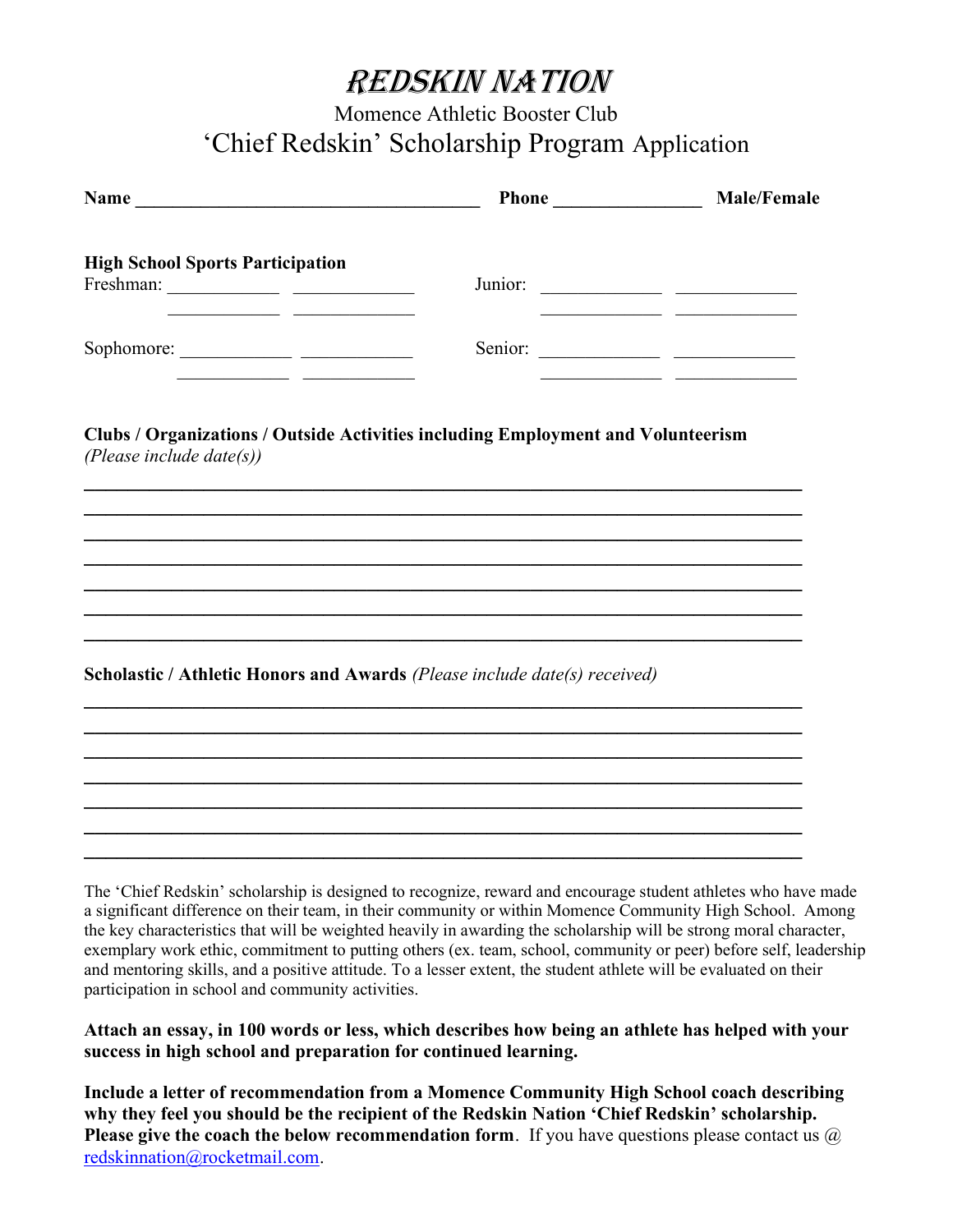# Redskin Nation

## Momence Athletic Booster Club

## 'Chief Redskin' Scholarship Program Application

**Name** ____________________________________ **Phone** _______________ **Male/Female**

**High School Sports Participation**

Freshman: ____________ ____________ Junior: ____________ ____________
____________ ____________ ____________ ____________

Sophomore: ____________ ____________ Senior: ____________ ____________
____________ ____________ ____________ ____________

**Clubs / Organizations / Outside Activities including Employment and Volunteerism**
*(Please include date(s))*

______________________________________________________________________________
______________________________________________________________________________
______________________________________________________________________________
______________________________________________________________________________
______________________________________________________________________________
______________________________________________________________________________
______________________________________________________________________________

**Scholastic / Athletic Honors and Awards** *(Please include date(s) received)*

______________________________________________________________________________
______________________________________________________________________________
______________________________________________________________________________
______________________________________________________________________________
______________________________________________________________________________
______________________________________________________________________________
______________________________________________________________________________

The 'Chief Redskin' scholarship is designed to recognize, reward and encourage student athletes who have made a significant difference on their team, in their community or within Momence Community High School. Among the key characteristics that will be weighted heavily in awarding the scholarship will be strong moral character, exemplary work ethic, commitment to putting others (ex. team, school, community or peer) before self, leadership and mentoring skills, and a positive attitude. To a lesser extent, the student athlete will be evaluated on their participation in school and community activities.

**Attach an essay, in 100 words or less, which describes how being an athlete has helped with your success in high school and preparation for continued learning.**

**Include a letter of recommendation from a Momence Community High School coach describing why they feel you should be the recipient of the Redskin Nation 'Chief Redskin' scholarship. Please give the coach the below recommendation form**. If you have questions please contact us @ redskinnation@rocketmail.com.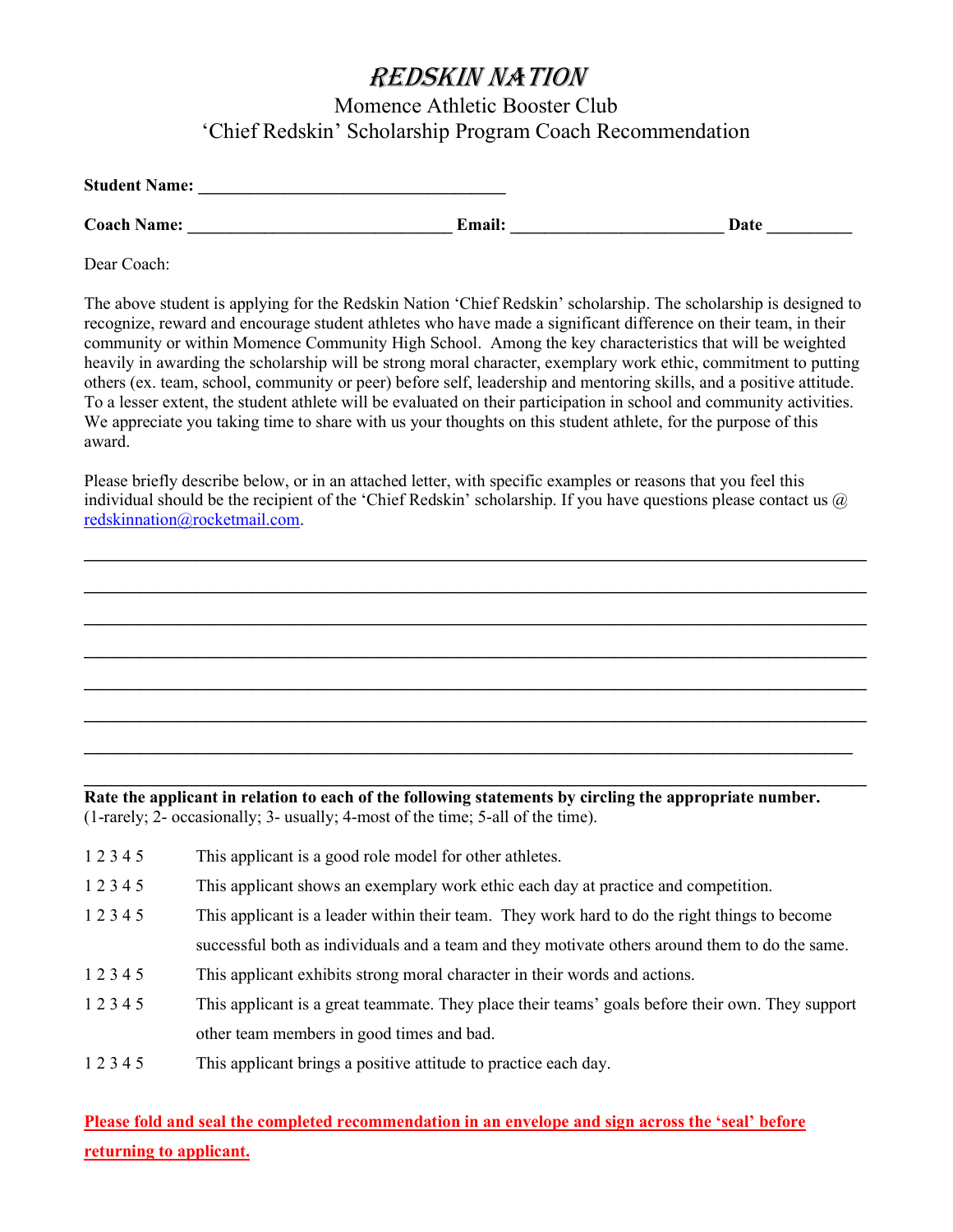# REDSKIN NATION

## Momence Athletic Booster Club
## 'Chief Redskin' Scholarship Program Coach Recommendation

**Student Name: ___________________________________**

**Coach Name: ______________________________ Email: ________________________ Date __________**

Dear Coach:

The above student is applying for the Redskin Nation 'Chief Redskin' scholarship. The scholarship is designed to recognize, reward and encourage student athletes who have made a significant difference on their team, in their community or within Momence Community High School. Among the key characteristics that will be weighted heavily in awarding the scholarship will be strong moral character, exemplary work ethic, commitment to putting others (ex. team, school, community or peer) before self, leadership and mentoring skills, and a positive attitude. To a lesser extent, the student athlete will be evaluated on their participation in school and community activities. We appreciate you taking time to share with us your thoughts on this student athlete, for the purpose of this award.

Please briefly describe below, or in an attached letter, with specific examples or reasons that you feel this individual should be the recipient of the 'Chief Redskin' scholarship. If you have questions please contact us @ redskinnation@rocketmail.com.

______________________________________________________________________________

______________________________________________________________________________

______________________________________________________________________________

______________________________________________________________________________

______________________________________________________________________________

______________________________________________________________________________

______________________________________________________________________________

______________________________________________________________________________

**Rate the applicant in relation to each of the following statements by circling the appropriate number.** (1-rarely; 2- occasionally; 3- usually; 4-most of the time; 5-all of the time).

1 2 3 4 5 This applicant is a good role model for other athletes.

1 2 3 4 5 This applicant shows an exemplary work ethic each day at practice and competition.

1 2 3 4 5 This applicant is a leader within their team. They work hard to do the right things to become successful both as individuals and a team and they motivate others around them to do the same.

1 2 3 4 5 This applicant exhibits strong moral character in their words and actions.

1 2 3 4 5 This applicant is a great teammate. They place their teams' goals before their own. They support other team members in good times and bad.

1 2 3 4 5 This applicant brings a positive attitude to practice each day.

**Please fold and seal the completed recommendation in an envelope and sign across the 'seal' before returning to applicant.**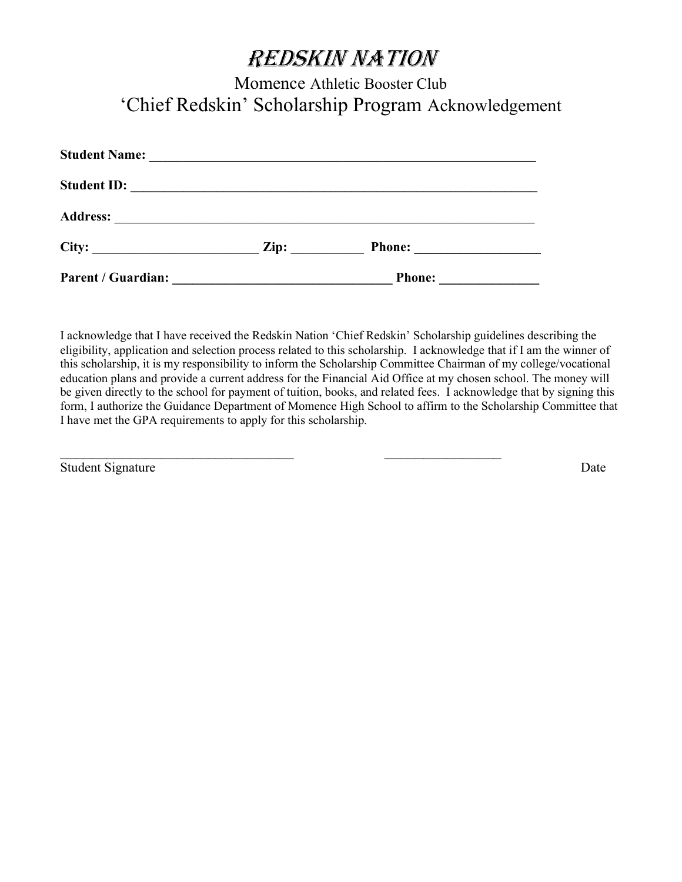# Redskin Nation

## Momence Athletic Booster Club

## 'Chief Redskin' Scholarship Program Acknowledgement

**Student Name:** ____________________________________________________________

**Student ID:** ______________________________________________________________

**Address:** ________________________________________________________________

**City:** _________________________ **Zip:** __________ **Phone:** __________________

**Parent / Guardian:** _________________________________ **Phone:** ______________

I acknowledge that I have received the Redskin Nation 'Chief Redskin' Scholarship guidelines describing the eligibility, application and selection process related to this scholarship. I acknowledge that if I am the winner of this scholarship, it is my responsibility to inform the Scholarship Committee Chairman of my college/vocational education plans and provide a current address for the Financial Aid Office at my chosen school. The money will be given directly to the school for payment of tuition, books, and related fees. I acknowledge that by signing this form, I authorize the Guidance Department of Momence High School to affirm to the Scholarship Committee that I have met the GPA requirements to apply for this scholarship.

____________________________________ _________________

Student Signature Date